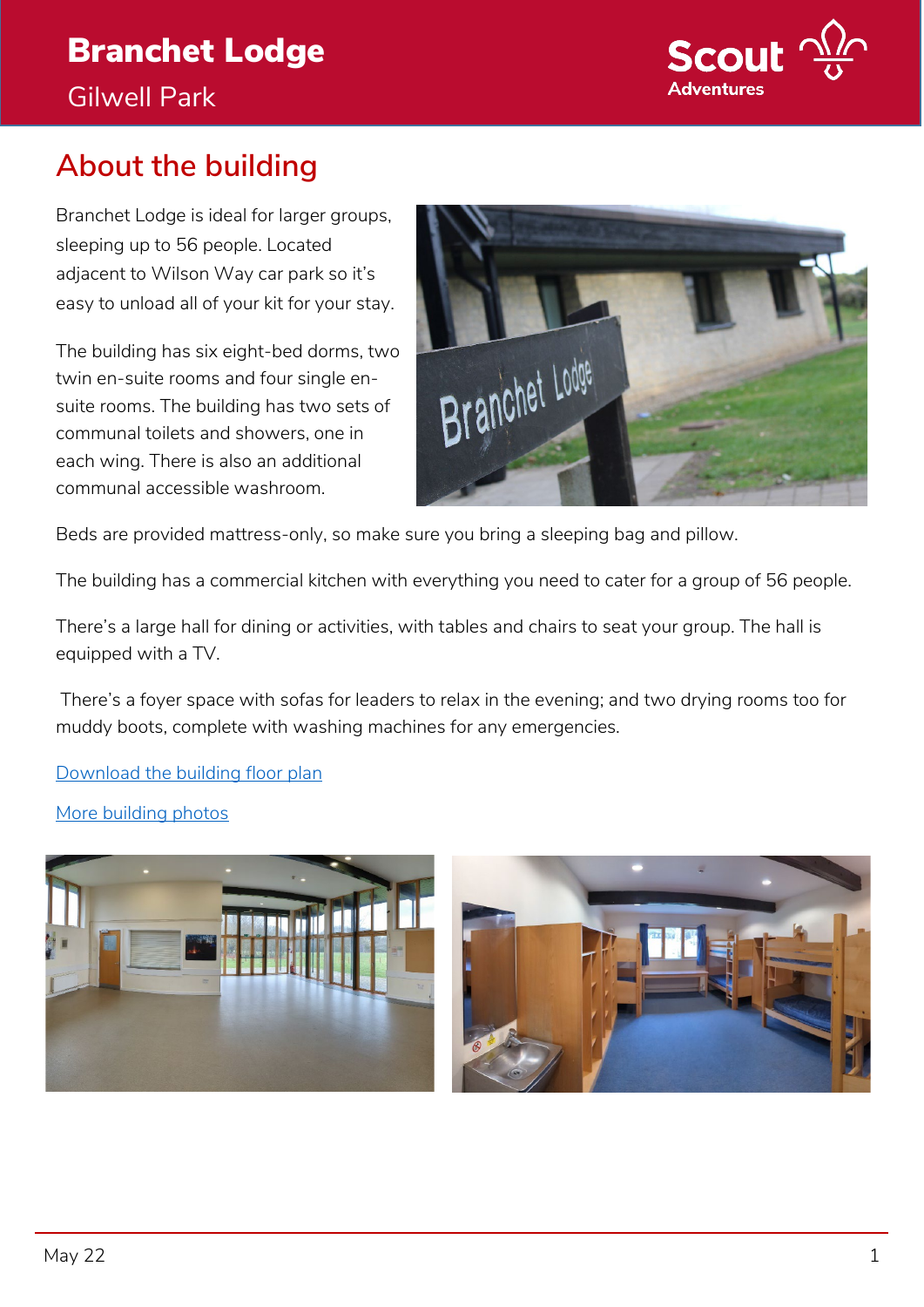# Branchet Lodge

Gilwell Park

Scout Adventures

## About the building

Branchet Lodge is ideal for larger groups, sleeping up to 56 people. Located adjacent to Wilson Way car park so it's easy to unload all of your kit for your stay.

The building has six eight-bed dorms, two twin en-suite rooms and four single en-suite rooms. The building has two sets of communal toilets and showers, one in each wing. There is also an additional communal accessible washroom.

Beds are provided mattress-only, so make sure you bring a sleeping bag and pillow.

The building has a commercial kitchen with everything you need to cater for a group of 56 people.

There's a large hall for dining or activities, with tables and chairs to seat your group. The hall is equipped with a TV.

There's a foyer space with sofas for leaders to relax in the evening; and two drying rooms too for muddy boots, complete with washing machines for any emergencies.

[Download the building floor plan]

[More building photos]

May 22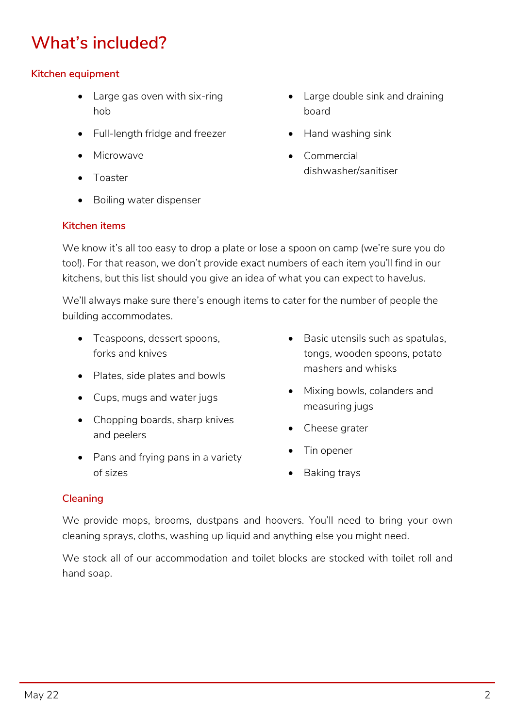# What's included?

### Kitchen equipment

- Large gas oven with six-ring hob
- Full-length fridge and freezer
- Microwave
- Toaster
- Boiling water dispenser
- Large double sink and draining board
- Hand washing sink
- Commercial dishwasher/sanitiser

### Kitchen items

We know it's all too easy to drop a plate or lose a spoon on camp (we're sure you do too!). For that reason, we don't provide exact numbers of each item you'll find in our kitchens, but this list should you give an idea of what you can expect to haveJus.

We'll always make sure there's enough items to cater for the number of people the building accommodates.

- Teaspoons, dessert spoons, forks and knives
- Plates, side plates and bowls
- Cups, mugs and water jugs
- Chopping boards, sharp knives and peelers
- Pans and frying pans in a variety of sizes
- Basic utensils such as spatulas, tongs, wooden spoons, potato mashers and whisks
- Mixing bowls, colanders and measuring jugs
- Cheese grater
- Tin opener
- Baking trays

### Cleaning

We provide mops, brooms, dustpans and hoovers. You'll need to bring your own cleaning sprays, cloths, washing up liquid and anything else you might need.

We stock all of our accommodation and toilet blocks are stocked with toilet roll and hand soap.

May 22